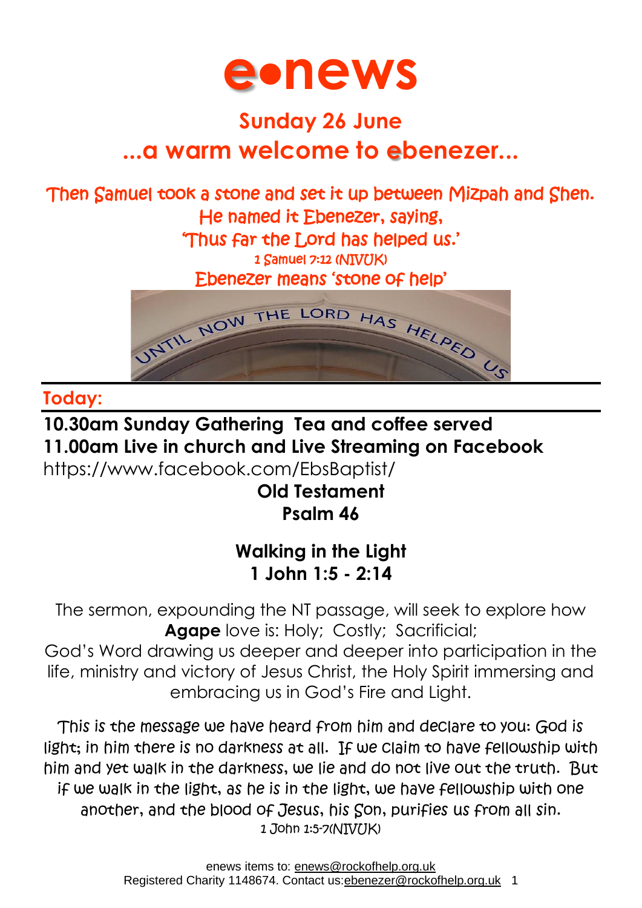# e•news

## Sunday 26 June

## ...a warm welcome to ebenezer...

Then Samuel took a stone and set it up between Mizpah and Shen.
He named it Ebenezer, saying,
'Thus far the Lord has helped us.'
1 Samuel 7:12 (NIVUK)
Ebenezer means 'stone of help'

UNTIL NOW THE LORD HAS HELPED US

## Today:

**10.30am Sunday Gathering Tea and coffee served**
**11.00am Live in church and Live Streaming on Facebook**
https://www.facebook.com/EbsBaptist/

**Old Testament**
**Psalm 46**

**Walking in the Light**
**1 John 1:5 - 2:14**

The sermon, expounding the NT passage, will seek to explore how **Agape** love is: Holy; Costly; Sacrificial;
God's Word drawing us deeper and deeper into participation in the life, ministry and victory of Jesus Christ, the Holy Spirit immersing and embracing us in God's Fire and Light.

This is the message we have heard from him and declare to you: God is light; in him there is no darkness at all. If we claim to have fellowship with him and yet walk in the darkness, we lie and do not live out the truth. But if we walk in the light, as he is in the light, we have fellowship with one another, and the blood of Jesus, his Son, purifies us from all sin.
1 John 1:5-7(NIVUK)

enews items to: enews@rockofhelp.org.uk
Registered Charity 1148674. Contact us: ebenezer@rockofhelp.org.uk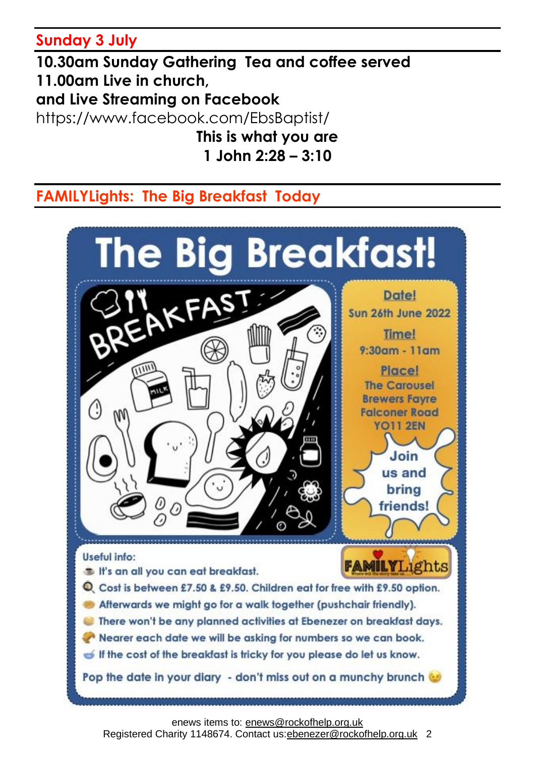## Sunday 3 July

**10.30am Sunday Gathering  Tea and coffee served**
**11.00am Live in church,**
**and Live Streaming on Facebook**
https://www.facebook.com/EbsBaptist/

**This is what you are**
**1 John 2:28 – 3:10**

## FAMILYLights: The Big Breakfast Today

# The Big Breakfast!

BREAKFAST

**Date!**
Sun 26th June 2022

**Time!**
9:30am - 11am

**Place!**
The Carousel
Brewers Fayre
Falconer Road
YO11 2EN

Join us and bring friends!

FAMILYLights

Useful info:

- It's an all you can eat breakfast.
- Cost is between £7.50 & £9.50. Children eat for free with £9.50 option.
- Afterwards we might go for a walk together (pushchair friendly).
- There won't be any planned activities at Ebenezer on breakfast days.
- Nearer each date we will be asking for numbers so we can book.
- If the cost of the breakfast is tricky for you please do let us know.

Pop the date in your diary - don't miss out on a munchy brunch 😉

enews items to: enews@rockofhelp.org.uk
Registered Charity 1148674. Contact us: ebenezer@rockofhelp.org.uk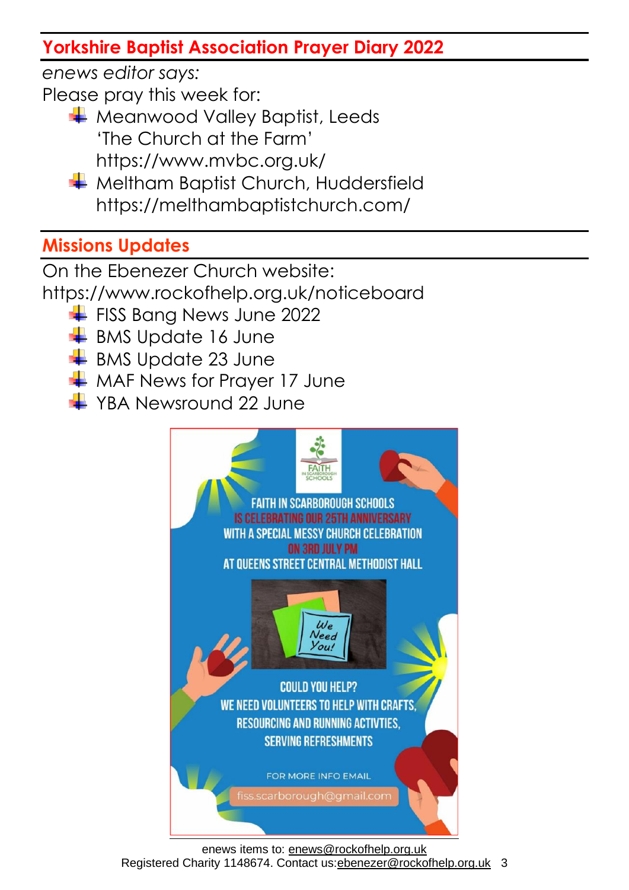## Yorkshire Baptist Association Prayer Diary 2022

*enews editor says:*

Please pray this week for:

- Meanwood Valley Baptist, Leeds 'The Church at the Farm' https://www.mvbc.org.uk/
- Meltham Baptist Church, Huddersfield https://melthambaptistchurch.com/

## Missions Updates

On the Ebenezer Church website: https://www.rockofhelp.org.uk/noticeboard

- FISS Bang News June 2022
- BMS Update 16 June
- BMS Update 23 June
- MAF News for Prayer 17 June
- YBA Newsround 22 June

FAITH IN SCARBOROUGH SCHOOLS IS CELEBRATING OUR 25TH ANNIVERSARY WITH A SPECIAL MESSY CHURCH CELEBRATION ON 3RD JULY PM AT QUEENS STREET CENTRAL METHODIST HALL

We Need You!

COULD YOU HELP? WE NEED VOLUNTEERS TO HELP WITH CRAFTS, RESOURCING AND RUNNING ACTIVTIES, SERVING REFRESHMENTS

FOR MORE INFO EMAIL fiss.scarborough@gmail.com

enews items to: enews@rockofhelp.org.uk

Registered Charity 1148674. Contact us: ebenezer@rockofhelp.org.uk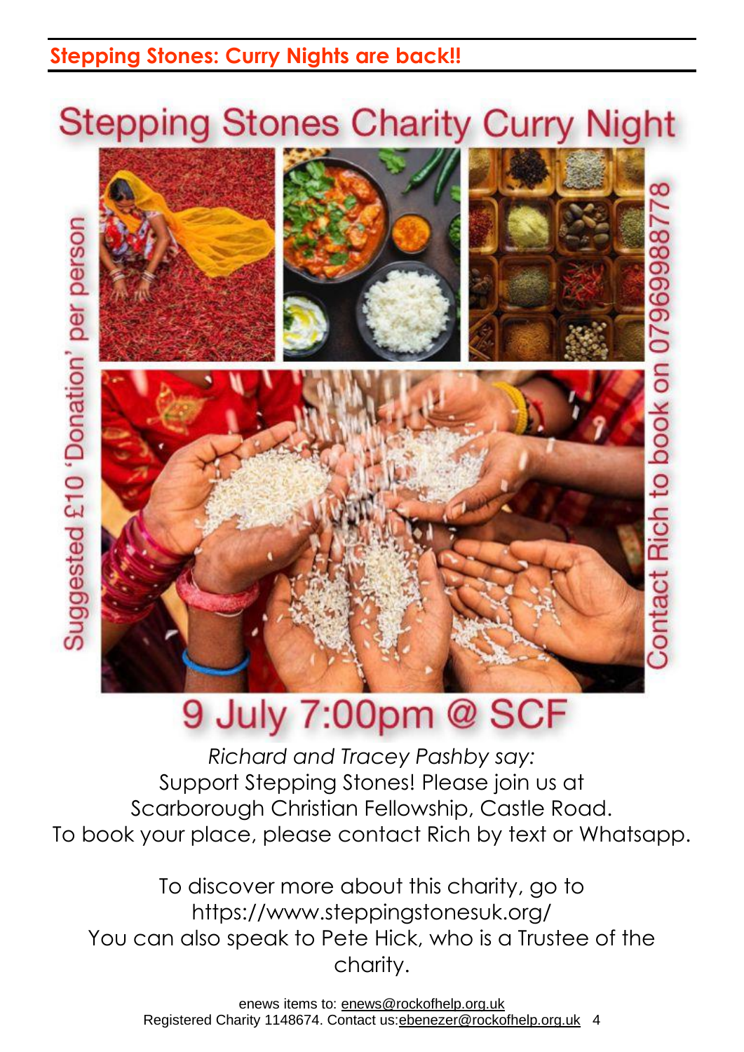## Stepping Stones: Curry Nights are back!!

# Stepping Stones Charity Curry Night

Suggested £10 'Donation' per person

Contact Rich to book on 07969988778

## 9 July 7:00pm @ SCF

*Richard and Tracey Pashby say:*
Support Stepping Stones! Please join us at Scarborough Christian Fellowship, Castle Road.
To book your place, please contact Rich by text or Whatsapp.

To discover more about this charity, go to https://www.steppingstonesuk.org/
You can also speak to Pete Hick, who is a Trustee of the charity.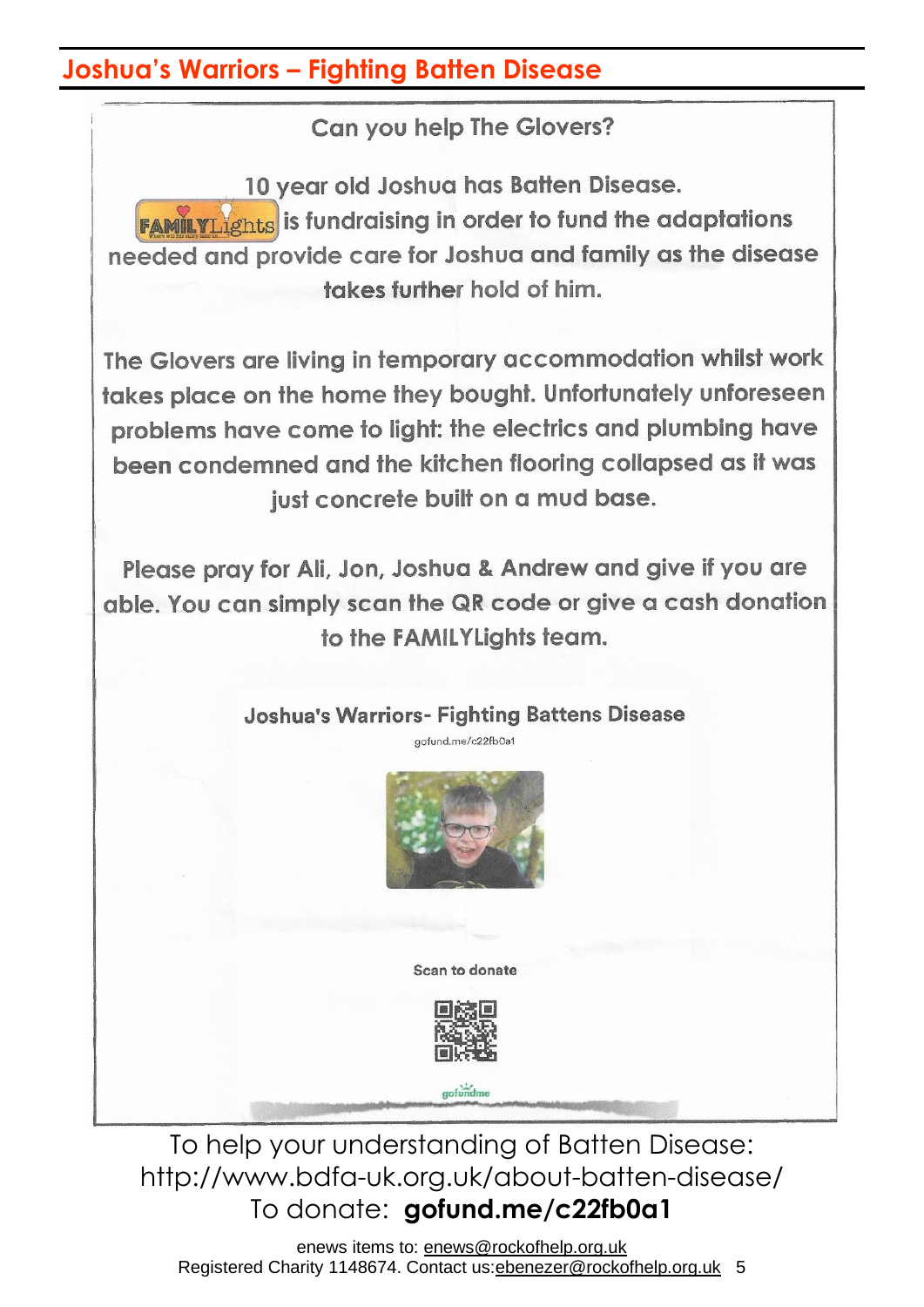## Joshua's Warriors – Fighting Batten Disease

Can you help The Glovers?

10 year old Joshua has Batten Disease.

FAMILYLights is fundraising in order to fund the adaptations needed and provide care for Joshua and family as the disease takes further hold of him.

The Glovers are living in temporary accommodation whilst work takes place on the home they bought. Unfortunately unforeseen problems have come to light: the electrics and plumbing have been condemned and the kitchen flooring collapsed as it was just concrete built on a mud base.

Please pray for Ali, Jon, Joshua & Andrew and give if you are able. You can simply scan the QR code or give a cash donation to the FAMILYLights team.

**Joshua's Warriors- Fighting Battens Disease**

gofund.me/c22fb0a1

Scan to donate

gofundme

To help your understanding of Batten Disease:
http://www.bdfa-uk.org.uk/about-batten-disease/

To donate: **gofund.me/c22fb0a1**

enews items to: enews@rockofhelp.org.uk

Registered Charity 1148674. Contact us:ebenezer@rockofhelp.org.uk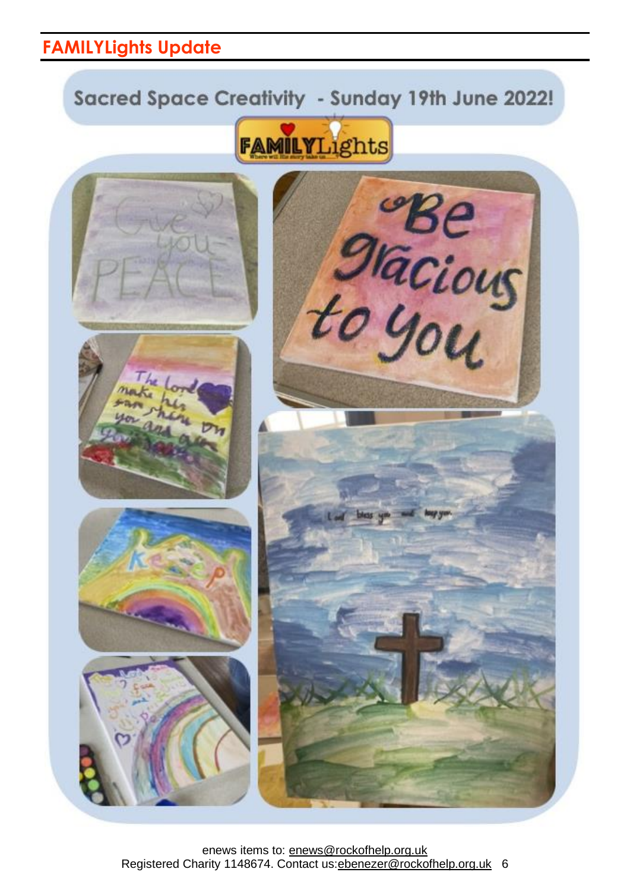## FAMILYLights Update

Sacred Space Creativity - Sunday 19th June 2022!

enews items to: enews@rockofhelp.org.uk
Registered Charity 1148674. Contact us: ebenezer@rockofhelp.org.uk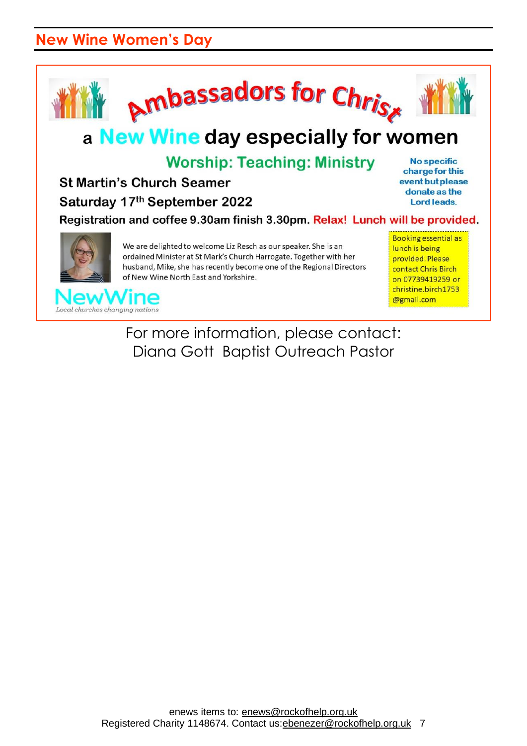## New Wine Women's Day

# Ambassadors for Christ

## a New Wine day especially for women

### Worship: Teaching: Ministry

**St Martin's Church Seamer**

**Saturday 17th September 2022**

**No specific charge for this event but please donate as the Lord leads.**

**Registration and coffee 9.30am finish 3.30pm. Relax! Lunch will be provided.**

We are delighted to welcome Liz Resch as our speaker. She is an ordained Minister at St Mark's Church Harrogate. Together with her husband, Mike, she has recently become one of the Regional Directors of New Wine North East and Yorkshire.

Booking essential as lunch is being provided. Please contact Chris Birch on 07739419259 or christine.birch1753@gmail.com

NewWine

*Local churches changing nations*

For more information, please contact:
Diana Gott Baptist Outreach Pastor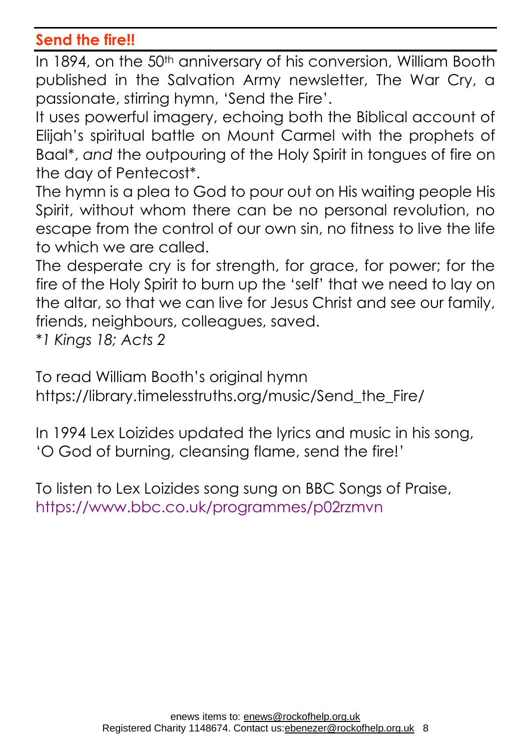## Send the fire!!

In 1894, on the 50th anniversary of his conversion, William Booth published in the Salvation Army newsletter, The War Cry, a passionate, stirring hymn, 'Send the Fire'.

It uses powerful imagery, echoing both the Biblical account of Elijah's spiritual battle on Mount Carmel with the prophets of Baal*, *and* the outpouring of the Holy Spirit in tongues of fire on the day of Pentecost*.

The hymn is a plea to God to pour out on His waiting people His Spirit, without whom there can be no personal revolution, no escape from the control of our own sin, no fitness to live the life to which we are called.

The desperate cry is for strength, for grace, for power; for the fire of the Holy Spirit to burn up the 'self' that we need to lay on the altar, so that we can live for Jesus Christ and see our family, friends, neighbours, colleagues, saved.

**1 Kings 18; Acts 2*

To read William Booth's original hymn
https://library.timelesstruths.org/music/Send_the_Fire/

In 1994 Lex Loizides updated the lyrics and music in his song, 'O God of burning, cleansing flame, send the fire!'

To listen to Lex Loizides song sung on BBC Songs of Praise, https://www.bbc.co.uk/programmes/p02rzmvn

enews items to: enews@rockofhelp.org.uk
Registered Charity 1148674. Contact us:ebenezer@rockofhelp.org.uk